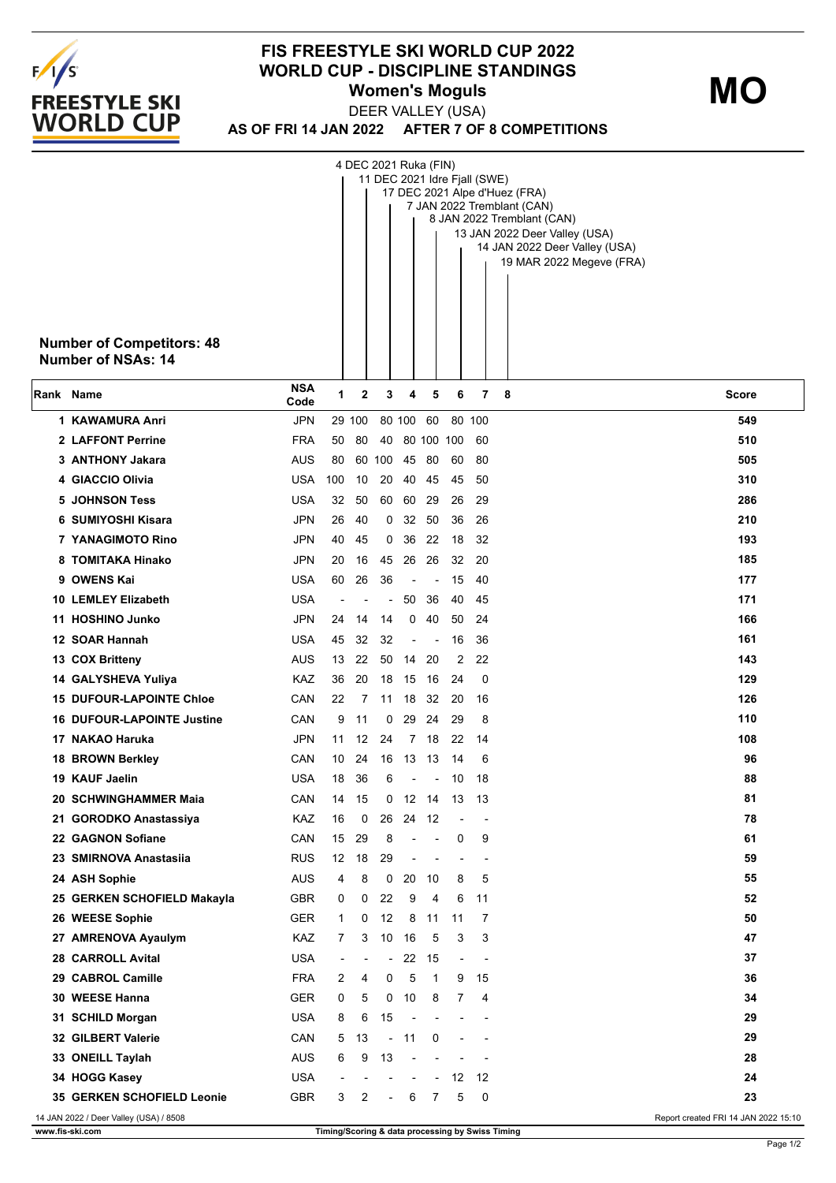# FIS FREESTYLE SKI WORLD CUP 2022
## WORLD CUP - DISCIPLINE STANDINGS
### Women's Moguls

**MO**

DEER VALLEY (USA)

**AS OF FRI 14 JAN 2022 AFTER 7 OF 8 COMPETITIONS**

1. 4 DEC 2021 Ruka (FIN)
2. 11 DEC 2021 Idre Fjall (SWE)
3. 17 DEC 2021 Alpe d'Huez (FRA)
4. 7 JAN 2022 Tremblant (CAN)
5. 8 JAN 2022 Tremblant (CAN)
6. 13 JAN 2022 Deer Valley (USA)
7. 14 JAN 2022 Deer Valley (USA)
8. 19 MAR 2022 Megeve (FRA)

**Number of Competitors: 48**
**Number of NSAs: 14**

| Rank | Name | NSA Code | 1 | 2 | 3 | 4 | 5 | 6 | 7 | 8 | Score |
|---|---|---|---|---|---|---|---|---|---|---|---|
| 1 | KAWAMURA Anri | JPN | 29 | 100 | 80 | 100 | 60 | 80 | 100 | | 549 |
| 2 | LAFFONT Perrine | FRA | 50 | 80 | 40 | 80 | 100 | 100 | 60 | | 510 |
| 3 | ANTHONY Jakara | AUS | 80 | 60 | 100 | 45 | 80 | 60 | 80 | | 505 |
| 4 | GIACCIO Olivia | USA | 100 | 10 | 20 | 40 | 45 | 45 | 50 | | 310 |
| 5 | JOHNSON Tess | USA | 32 | 50 | 60 | 60 | 29 | 26 | 29 | | 286 |
| 6 | SUMIYOSHI Kisara | JPN | 26 | 40 | 0 | 32 | 50 | 36 | 26 | | 210 |
| 7 | YANAGIMOTO Rino | JPN | 40 | 45 | 0 | 36 | 22 | 18 | 32 | | 193 |
| 8 | TOMITAKA Hinako | JPN | 20 | 16 | 45 | 26 | 26 | 32 | 20 | | 185 |
| 9 | OWENS Kai | USA | 60 | 26 | 36 | - | - | 15 | 40 | | 177 |
| 10 | LEMLEY Elizabeth | USA | - | - | - | 50 | 36 | 40 | 45 | | 171 |
| 11 | HOSHINO Junko | JPN | 24 | 14 | 14 | 0 | 40 | 50 | 24 | | 166 |
| 12 | SOAR Hannah | USA | 45 | 32 | 32 | - | - | 16 | 36 | | 161 |
| 13 | COX Britteny | AUS | 13 | 22 | 50 | 14 | 20 | 2 | 22 | | 143 |
| 14 | GALYSHEVA Yuliya | KAZ | 36 | 20 | 18 | 15 | 16 | 24 | 0 | | 129 |
| 15 | DUFOUR-LAPOINTE Chloe | CAN | 22 | 7 | 11 | 18 | 32 | 20 | 16 | | 126 |
| 16 | DUFOUR-LAPOINTE Justine | CAN | 9 | 11 | 0 | 29 | 24 | 29 | 8 | | 110 |
| 17 | NAKAO Haruka | JPN | 11 | 12 | 24 | 7 | 18 | 22 | 14 | | 108 |
| 18 | BROWN Berkley | CAN | 10 | 24 | 16 | 13 | 13 | 14 | 6 | | 96 |
| 19 | KAUF Jaelin | USA | 18 | 36 | 6 | - | - | 10 | 18 | | 88 |
| 20 | SCHWINGHAMMER Maia | CAN | 14 | 15 | 0 | 12 | 14 | 13 | 13 | | 81 |
| 21 | GORODKO Anastassiya | KAZ | 16 | 0 | 26 | 24 | 12 | - | - | | 78 |
| 22 | GAGNON Sofiane | CAN | 15 | 29 | 8 | - | - | 0 | 9 | | 61 |
| 23 | SMIRNOVA Anastasiia | RUS | 12 | 18 | 29 | - | - | - | - | | 59 |
| 24 | ASH Sophie | AUS | 4 | 8 | 0 | 20 | 10 | 8 | 5 | | 55 |
| 25 | GERKEN SCHOFIELD Makayla | GBR | 0 | 0 | 22 | 9 | 4 | 6 | 11 | | 52 |
| 26 | WEESE Sophie | GER | 1 | 0 | 12 | 8 | 11 | 11 | 7 | | 50 |
| 27 | AMRENOVA Ayaulym | KAZ | 7 | 3 | 10 | 16 | 5 | 3 | 3 | | 47 |
| 28 | CARROLL Avital | USA | - | - | - | 22 | 15 | - | - | | 37 |
| 29 | CABROL Camille | FRA | 2 | 4 | 0 | 5 | 1 | 9 | 15 | | 36 |
| 30 | WEESE Hanna | GER | 0 | 5 | 0 | 10 | 8 | 7 | 4 | | 34 |
| 31 | SCHILD Morgan | USA | 8 | 6 | 15 | - | - | - | - | | 29 |
| 32 | GILBERT Valerie | CAN | 5 | 13 | - | 11 | 0 | - | - | | 29 |
| 33 | ONEILL Taylah | AUS | 6 | 9 | 13 | - | - | - | - | | 28 |
| 34 | HOGG Kasey | USA | - | - | - | - | - | 12 | 12 | | 24 |
| 35 | GERKEN SCHOFIELD Leonie | GBR | 3 | 2 | - | 6 | 7 | 5 | 0 | | 23 |

14 JAN 2022 / Deer Valley (USA) / 8508 — Report created FRI 14 JAN 2022 15:10

www.fis-ski.com — Timing/Scoring & data processing by Swiss Timing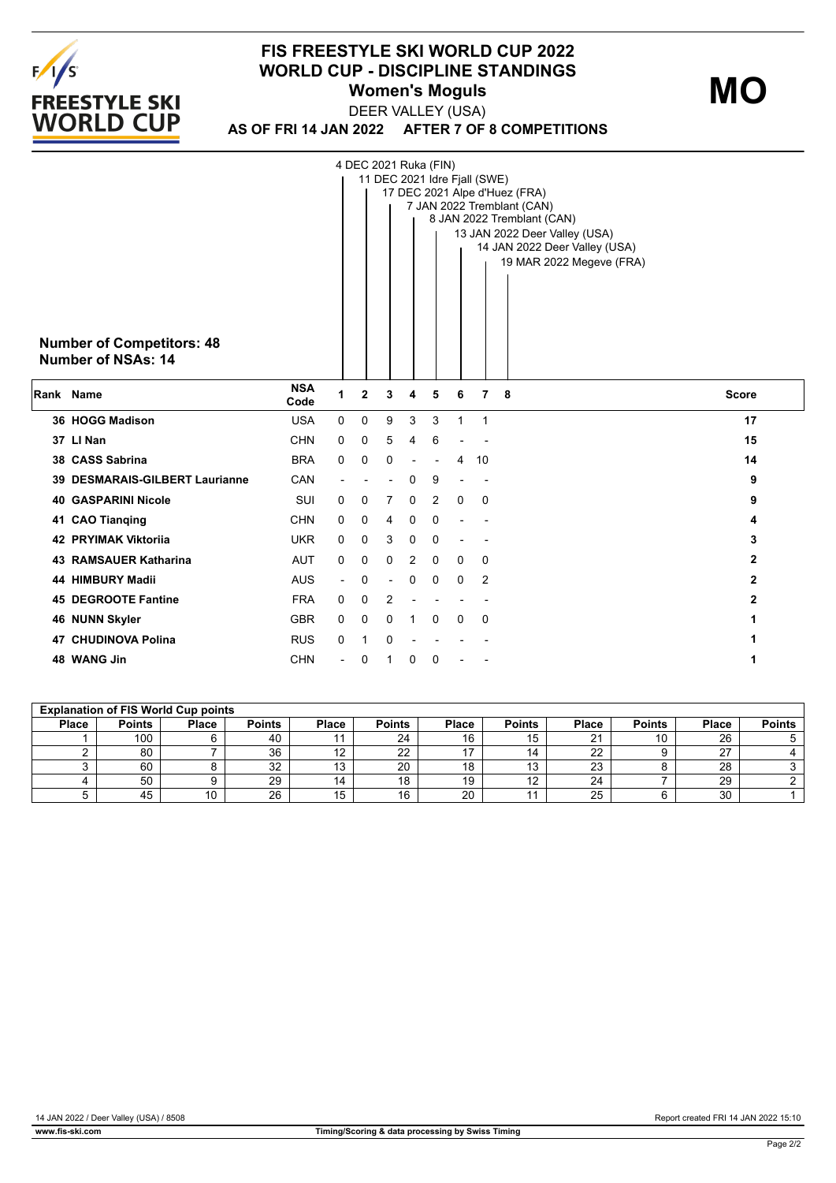# FIS FREESTYLE SKI WORLD CUP 2022
## WORLD CUP - DISCIPLINE STANDINGS
### Women's Moguls

DEER VALLEY (USA)

**AS OF FRI 14 JAN 2022 AFTER 7 OF 8 COMPETITIONS**

**MO**

1. 4 DEC 2021 Ruka (FIN)
2. 11 DEC 2021 Idre Fjall (SWE)
3. 17 DEC 2021 Alpe d'Huez (FRA)
4. 7 JAN 2022 Tremblant (CAN)
5. 8 JAN 2022 Tremblant (CAN)
6. 13 JAN 2022 Deer Valley (USA)
7. 14 JAN 2022 Deer Valley (USA)
8. 19 MAR 2022 Megeve (FRA)

**Number of Competitors: 48**
**Number of NSAs: 14**

| Rank | Name | NSA Code | 1 | 2 | 3 | 4 | 5 | 6 | 7 | 8 | Score |
|---|---|---|---|---|---|---|---|---|---|---|---|
| 36 | HOGG Madison | USA | 0 | 0 | 9 | 3 | 3 | 1 | 1 | | 17 |
| 37 | LI Nan | CHN | 0 | 0 | 5 | 4 | 6 | - | - | | 15 |
| 38 | CASS Sabrina | BRA | 0 | 0 | 0 | - | - | 4 | 10 | | 14 |
| 39 | DESMARAIS-GILBERT Laurianne | CAN | - | - | - | 0 | 9 | - | - | | 9 |
| 40 | GASPARINI Nicole | SUI | 0 | 0 | 7 | 0 | 2 | 0 | 0 | | 9 |
| 41 | CAO Tianqing | CHN | 0 | 0 | 4 | 0 | 0 | - | - | | 4 |
| 42 | PRYIMAK Viktoriia | UKR | 0 | 0 | 3 | 0 | 0 | - | - | | 3 |
| 43 | RAMSAUER Katharina | AUT | 0 | 0 | 0 | 2 | 0 | 0 | 0 | | 2 |
| 44 | HIMBURY Madii | AUS | - | 0 | - | 0 | 0 | 0 | 2 | | 2 |
| 45 | DEGROOTE Fantine | FRA | 0 | 0 | 2 | - | - | - | - | | 2 |
| 46 | NUNN Skyler | GBR | 0 | 0 | 0 | 1 | 0 | 0 | 0 | | 1 |
| 47 | CHUDINOVA Polina | RUS | 0 | 1 | 0 | - | - | - | - | | 1 |
| 48 | WANG Jin | CHN | - | 0 | 1 | 0 | 0 | - | - | | 1 |

**Explanation of FIS World Cup points**

| Place | Points | Place | Points | Place | Points | Place | Points | Place | Points | Place | Points |
|---|---|---|---|---|---|---|---|---|---|---|---|
| 1 | 100 | 6 | 40 | 11 | 24 | 16 | 15 | 21 | 10 | 26 | 5 |
| 2 | 80 | 7 | 36 | 12 | 22 | 17 | 14 | 22 | 9 | 27 | 4 |
| 3 | 60 | 8 | 32 | 13 | 20 | 18 | 13 | 23 | 8 | 28 | 3 |
| 4 | 50 | 9 | 29 | 14 | 18 | 19 | 12 | 24 | 7 | 29 | 2 |
| 5 | 45 | 10 | 26 | 15 | 16 | 20 | 11 | 25 | 6 | 30 | 1 |

14 JAN 2022 / Deer Valley (USA) / 8508

Report created FRI 14 JAN 2022 15:10

www.fis-ski.com

Timing/Scoring & data processing by Swiss Timing